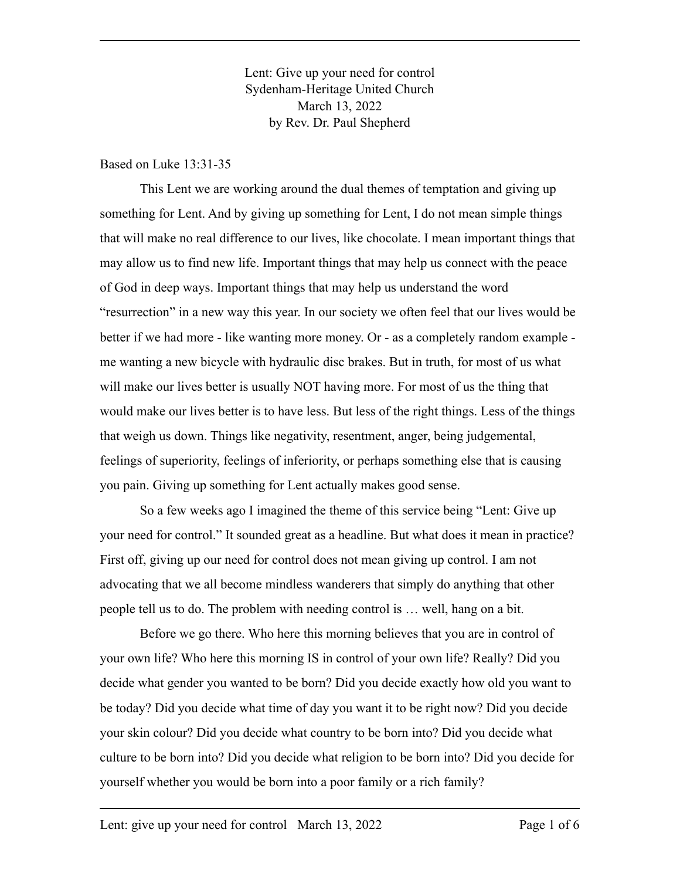# Lent: Give up your need for control
Sydenham-Heritage United Church
March 13, 2022
by Rev. Dr. Paul Shepherd

Based on Luke 13:31-35

This Lent we are working around the dual themes of temptation and giving up something for Lent. And by giving up something for Lent, I do not mean simple things that will make no real difference to our lives, like chocolate. I mean important things that may allow us to find new life. Important things that may help us connect with the peace of God in deep ways. Important things that may help us understand the word "resurrection" in a new way this year. In our society we often feel that our lives would be better if we had more - like wanting more money. Or - as a completely random example - me wanting a new bicycle with hydraulic disc brakes. But in truth, for most of us what will make our lives better is usually NOT having more. For most of us the thing that would make our lives better is to have less. But less of the right things. Less of the things that weigh us down. Things like negativity, resentment, anger, being judgemental, feelings of superiority, feelings of inferiority, or perhaps something else that is causing you pain. Giving up something for Lent actually makes good sense.

So a few weeks ago I imagined the theme of this service being "Lent: Give up your need for control." It sounded great as a headline. But what does it mean in practice? First off, giving up our need for control does not mean giving up control. I am not advocating that we all become mindless wanderers that simply do anything that other people tell us to do. The problem with needing control is … well, hang on a bit.

Before we go there. Who here this morning believes that you are in control of your own life? Who here this morning IS in control of your own life? Really? Did you decide what gender you wanted to be born? Did you decide exactly how old you want to be today? Did you decide what time of day you want it to be right now? Did you decide your skin colour? Did you decide what country to be born into? Did you decide what culture to be born into? Did you decide what religion to be born into? Did you decide for yourself whether you would be born into a poor family or a rich family?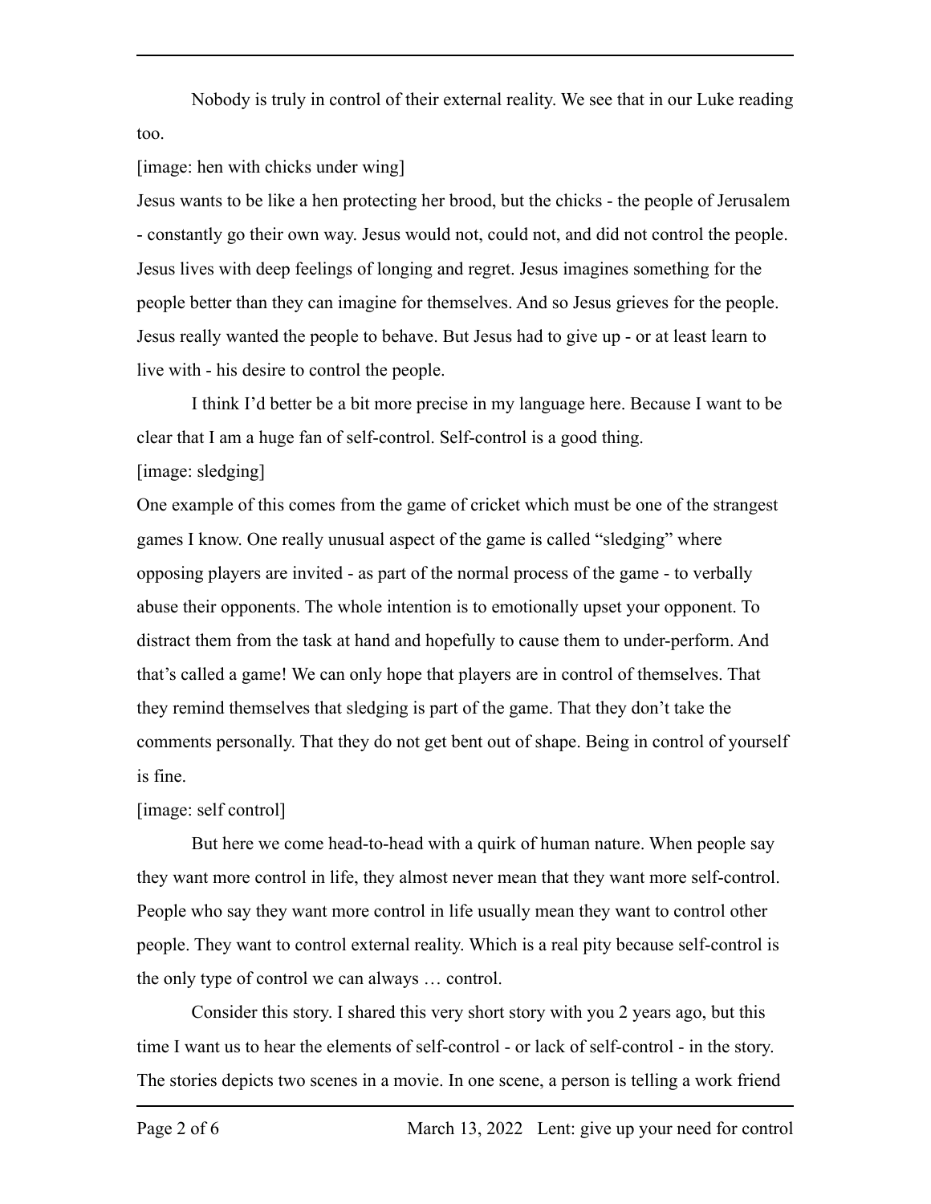Nobody is truly in control of their external reality. We see that in our Luke reading too.

[image: hen with chicks under wing]

Jesus wants to be like a hen protecting her brood, but the chicks - the people of Jerusalem - constantly go their own way. Jesus would not, could not, and did not control the people. Jesus lives with deep feelings of longing and regret. Jesus imagines something for the people better than they can imagine for themselves. And so Jesus grieves for the people. Jesus really wanted the people to behave. But Jesus had to give up - or at least learn to live with - his desire to control the people.

I think I'd better be a bit more precise in my language here. Because I want to be clear that I am a huge fan of self-control. Self-control is a good thing.

[image: sledging]

One example of this comes from the game of cricket which must be one of the strangest games I know. One really unusual aspect of the game is called "sledging" where opposing players are invited - as part of the normal process of the game - to verbally abuse their opponents. The whole intention is to emotionally upset your opponent. To distract them from the task at hand and hopefully to cause them to under-perform. And that's called a game! We can only hope that players are in control of themselves. That they remind themselves that sledging is part of the game. That they don't take the comments personally. That they do not get bent out of shape. Being in control of yourself is fine.

[image: self control]

But here we come head-to-head with a quirk of human nature. When people say they want more control in life, they almost never mean that they want more self-control. People who say they want more control in life usually mean they want to control other people. They want to control external reality. Which is a real pity because self-control is the only type of control we can always … control.

Consider this story. I shared this very short story with you 2 years ago, but this time I want us to hear the elements of self-control - or lack of self-control - in the story. The stories depicts two scenes in a movie. In one scene, a person is telling a work friend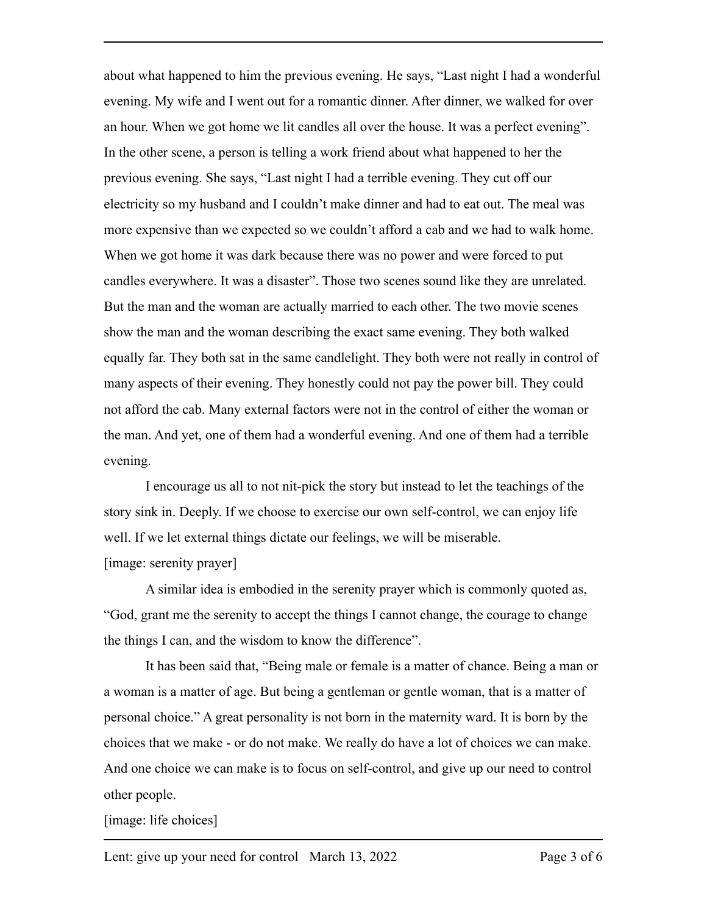about what happened to him the previous evening. He says, “Last night I had a wonderful evening. My wife and I went out for a romantic dinner. After dinner, we walked for over an hour. When we got home we lit candles all over the house. It was a perfect evening”. In the other scene, a person is telling a work friend about what happened to her the previous evening. She says, “Last night I had a terrible evening. They cut off our electricity so my husband and I couldn’t make dinner and had to eat out. The meal was more expensive than we expected so we couldn’t afford a cab and we had to walk home. When we got home it was dark because there was no power and were forced to put candles everywhere. It was a disaster”. Those two scenes sound like they are unrelated. But the man and the woman are actually married to each other. The two movie scenes show the man and the woman describing the exact same evening. They both walked equally far. They both sat in the same candlelight. They both were not really in control of many aspects of their evening. They honestly could not pay the power bill. They could not afford the cab. Many external factors were not in the control of either the woman or the man. And yet, one of them had a wonderful evening. And one of them had a terrible evening.

I encourage us all to not nit-pick the story but instead to let the teachings of the story sink in. Deeply. If we choose to exercise our own self-control, we can enjoy life well. If we let external things dictate our feelings, we will be miserable.

[image: serenity prayer]

A similar idea is embodied in the serenity prayer which is commonly quoted as, “God, grant me the serenity to accept the things I cannot change, the courage to change the things I can, and the wisdom to know the difference”.

It has been said that, “Being male or female is a matter of chance. Being a man or a woman is a matter of age. But being a gentleman or gentle woman, that is a matter of personal choice.” A great personality is not born in the maternity ward. It is born by the choices that we make - or do not make. We really do have a lot of choices we can make. And one choice we can make is to focus on self-control, and give up our need to control other people.

[image: life choices]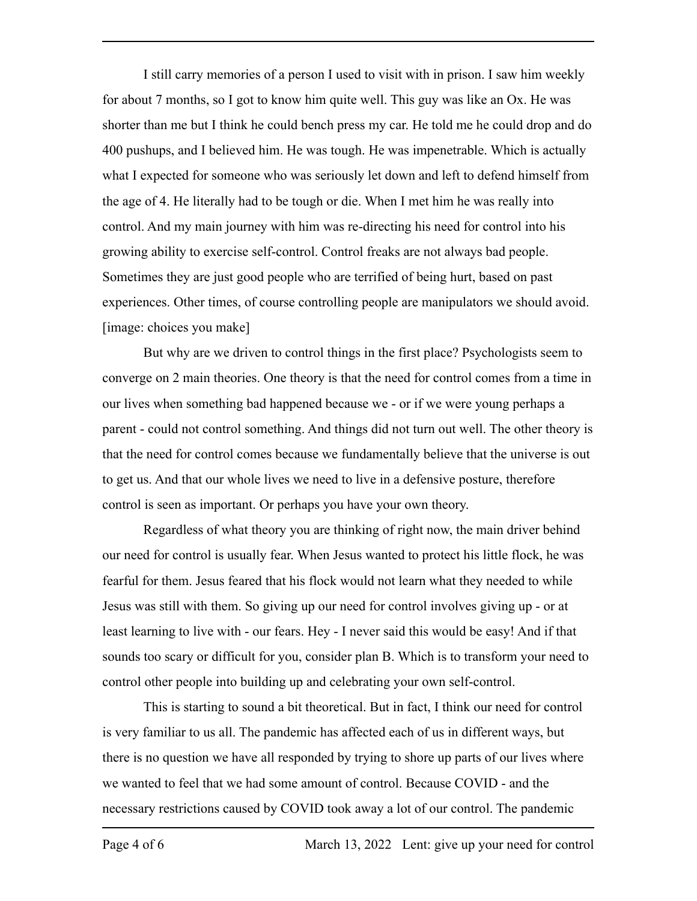I still carry memories of a person I used to visit with in prison. I saw him weekly for about 7 months, so I got to know him quite well. This guy was like an Ox. He was shorter than me but I think he could bench press my car. He told me he could drop and do 400 pushups, and I believed him. He was tough. He was impenetrable. Which is actually what I expected for someone who was seriously let down and left to defend himself from the age of 4. He literally had to be tough or die. When I met him he was really into control. And my main journey with him was re-directing his need for control into his growing ability to exercise self-control. Control freaks are not always bad people. Sometimes they are just good people who are terrified of being hurt, based on past experiences. Other times, of course controlling people are manipulators we should avoid. [image: choices you make]

But why are we driven to control things in the first place? Psychologists seem to converge on 2 main theories. One theory is that the need for control comes from a time in our lives when something bad happened because we - or if we were young perhaps a parent - could not control something. And things did not turn out well. The other theory is that the need for control comes because we fundamentally believe that the universe is out to get us. And that our whole lives we need to live in a defensive posture, therefore control is seen as important. Or perhaps you have your own theory.

Regardless of what theory you are thinking of right now, the main driver behind our need for control is usually fear. When Jesus wanted to protect his little flock, he was fearful for them. Jesus feared that his flock would not learn what they needed to while Jesus was still with them. So giving up our need for control involves giving up - or at least learning to live with - our fears. Hey - I never said this would be easy! And if that sounds too scary or difficult for you, consider plan B. Which is to transform your need to control other people into building up and celebrating your own self-control.

This is starting to sound a bit theoretical. But in fact, I think our need for control is very familiar to us all. The pandemic has affected each of us in different ways, but there is no question we have all responded by trying to shore up parts of our lives where we wanted to feel that we had some amount of control. Because COVID - and the necessary restrictions caused by COVID took away a lot of our control. The pandemic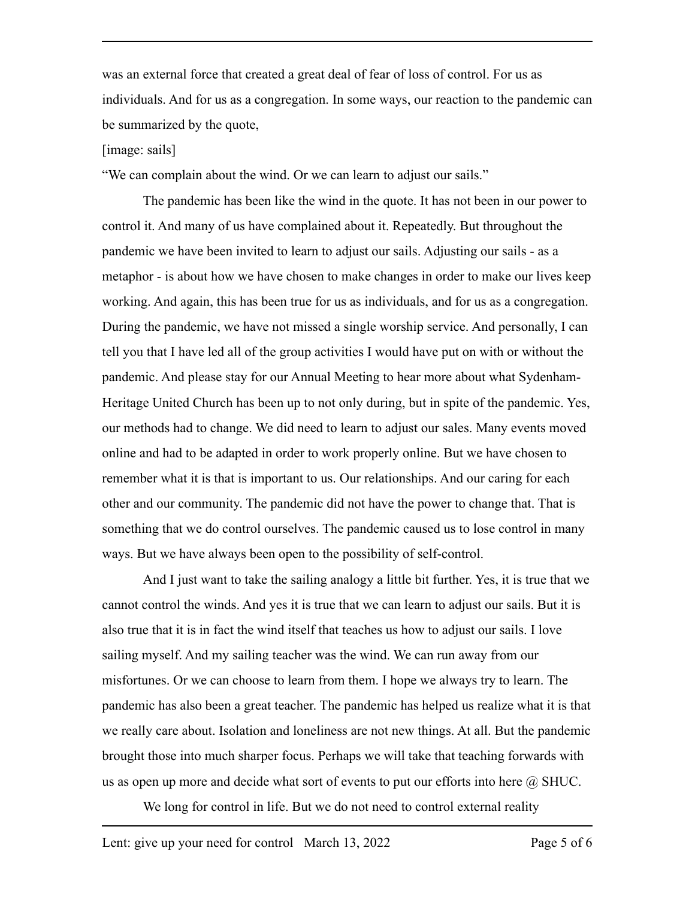was an external force that created a great deal of fear of loss of control. For us as individuals. And for us as a congregation. In some ways, our reaction to the pandemic can be summarized by the quote,

[image: sails]

"We can complain about the wind. Or we can learn to adjust our sails."

The pandemic has been like the wind in the quote. It has not been in our power to control it. And many of us have complained about it. Repeatedly. But throughout the pandemic we have been invited to learn to adjust our sails. Adjusting our sails - as a metaphor - is about how we have chosen to make changes in order to make our lives keep working. And again, this has been true for us as individuals, and for us as a congregation. During the pandemic, we have not missed a single worship service. And personally, I can tell you that I have led all of the group activities I would have put on with or without the pandemic. And please stay for our Annual Meeting to hear more about what Sydenham-Heritage United Church has been up to not only during, but in spite of the pandemic. Yes, our methods had to change. We did need to learn to adjust our sales. Many events moved online and had to be adapted in order to work properly online. But we have chosen to remember what it is that is important to us. Our relationships. And our caring for each other and our community. The pandemic did not have the power to change that. That is something that we do control ourselves. The pandemic caused us to lose control in many ways. But we have always been open to the possibility of self-control.

And I just want to take the sailing analogy a little bit further. Yes, it is true that we cannot control the winds. And yes it is true that we can learn to adjust our sails. But it is also true that it is in fact the wind itself that teaches us how to adjust our sails. I love sailing myself. And my sailing teacher was the wind. We can run away from our misfortunes. Or we can choose to learn from them. I hope we always try to learn. The pandemic has also been a great teacher. The pandemic has helped us realize what it is that we really care about. Isolation and loneliness are not new things. At all. But the pandemic brought those into much sharper focus. Perhaps we will take that teaching forwards with us as open up more and decide what sort of events to put our efforts into here @ SHUC.

We long for control in life. But we do not need to control external reality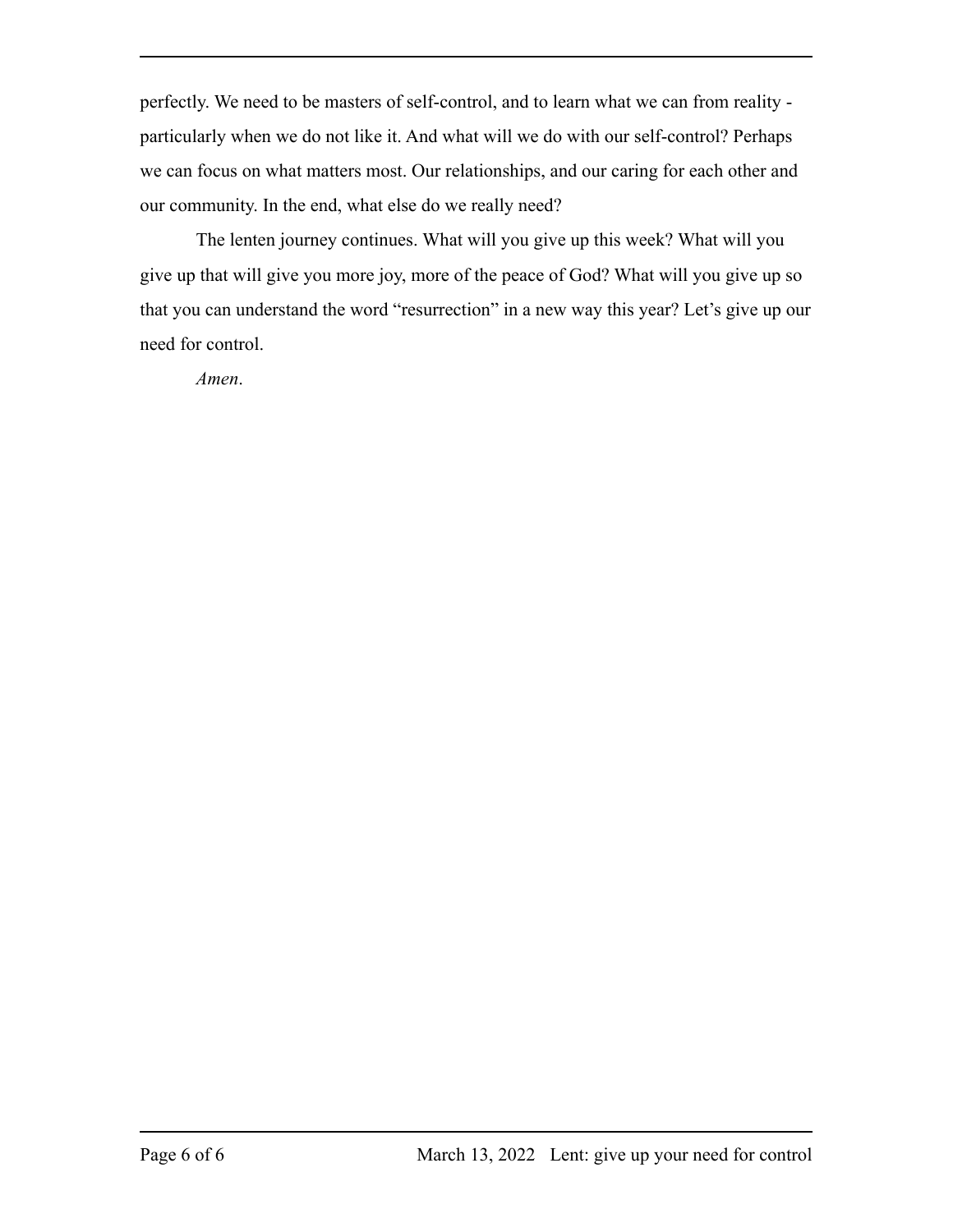perfectly. We need to be masters of self-control, and to learn what we can from reality - particularly when we do not like it. And what will we do with our self-control? Perhaps we can focus on what matters most. Our relationships, and our caring for each other and our community. In the end, what else do we really need?

The lenten journey continues. What will you give up this week? What will you give up that will give you more joy, more of the peace of God? What will you give up so that you can understand the word "resurrection" in a new way this year? Let's give up our need for control.

*Amen*.